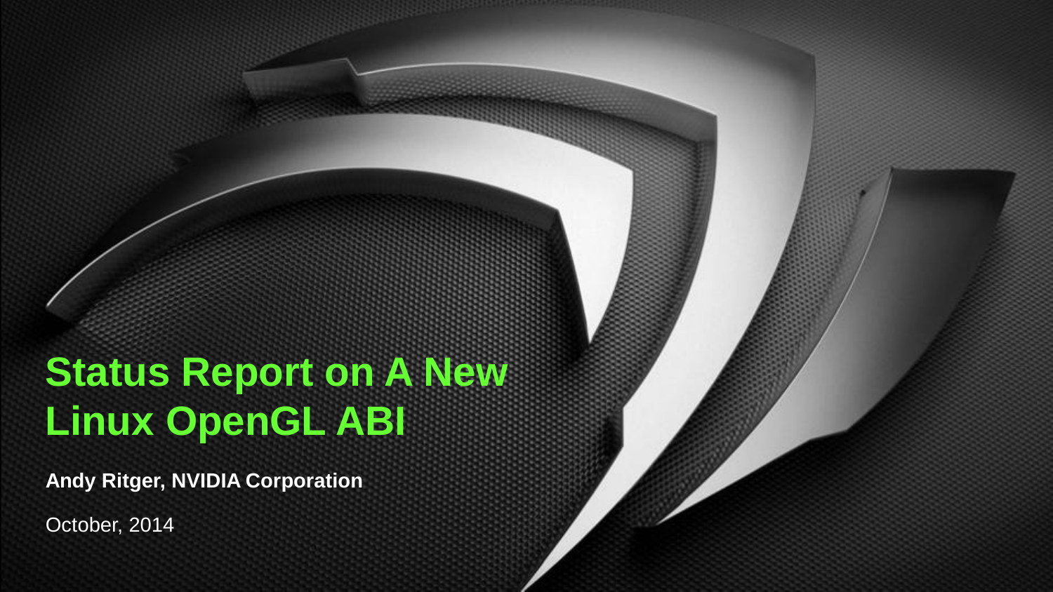# Status Report on A New Linux OpenGL ABI

**Andy Ritger, NVIDIA Corporation**

October, 2014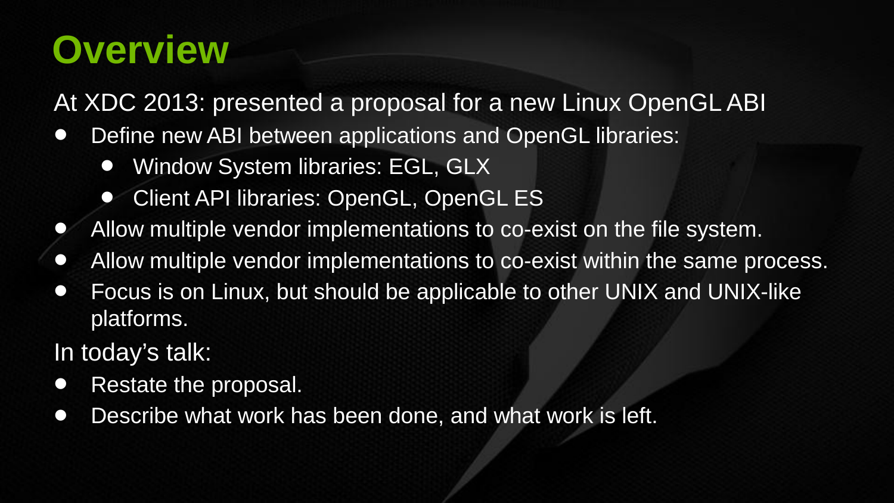# Overview

At XDC 2013: presented a proposal for a new Linux OpenGL ABI

- Define new ABI between applications and OpenGL libraries:
  - Window System libraries: EGL, GLX
  - Client API libraries: OpenGL, OpenGL ES
- Allow multiple vendor implementations to co-exist on the file system.
- Allow multiple vendor implementations to co-exist within the same process.
- Focus is on Linux, but should be applicable to other UNIX and UNIX-like platforms.

In today's talk:

- Restate the proposal.
- Describe what work has been done, and what work is left.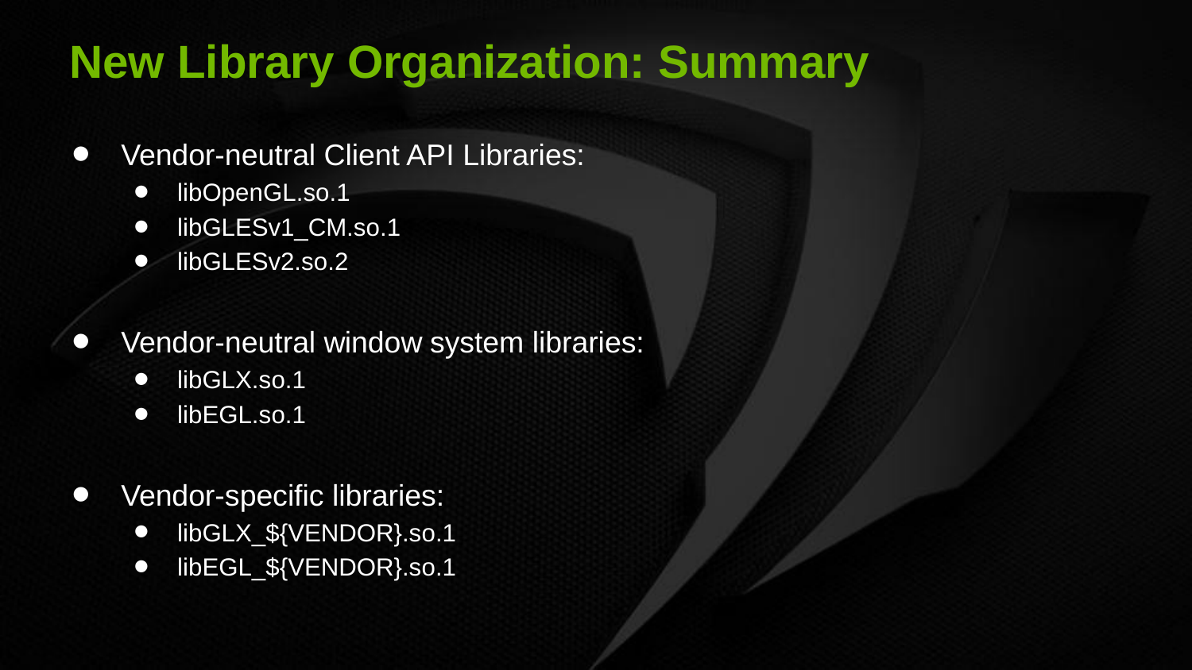# New Library Organization: Summary

- Vendor-neutral Client API Libraries:
  - libOpenGL.so.1
  - libGLESv1_CM.so.1
  - libGLESv2.so.2
- Vendor-neutral window system libraries:
  - libGLX.so.1
  - libEGL.so.1
- Vendor-specific libraries:
  - libGLX_${VENDOR}.so.1
  - libEGL_${VENDOR}.so.1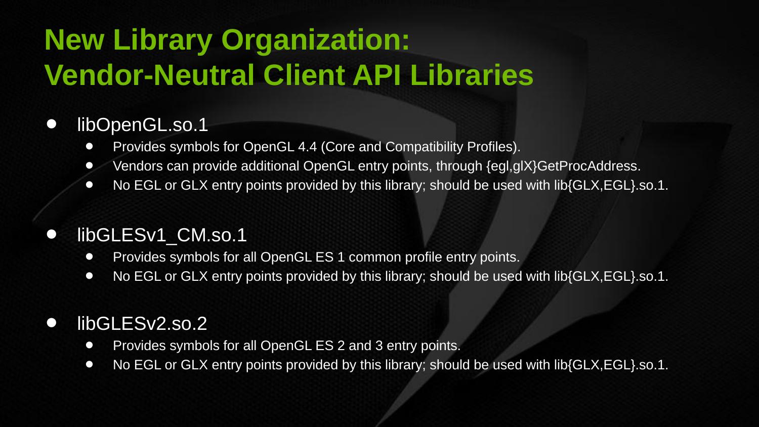# New Library Organization: Vendor-Neutral Client API Libraries

- libOpenGL.so.1
  - Provides symbols for OpenGL 4.4 (Core and Compatibility Profiles).
  - Vendors can provide additional OpenGL entry points, through {egl,glX}GetProcAddress.
  - No EGL or GLX entry points provided by this library; should be used with lib{GLX,EGL}.so.1.

- libGLESv1_CM.so.1
  - Provides symbols for all OpenGL ES 1 common profile entry points.
  - No EGL or GLX entry points provided by this library; should be used with lib{GLX,EGL}.so.1.

- libGLESv2.so.2
  - Provides symbols for all OpenGL ES 2 and 3 entry points.
  - No EGL or GLX entry points provided by this library; should be used with lib{GLX,EGL}.so.1.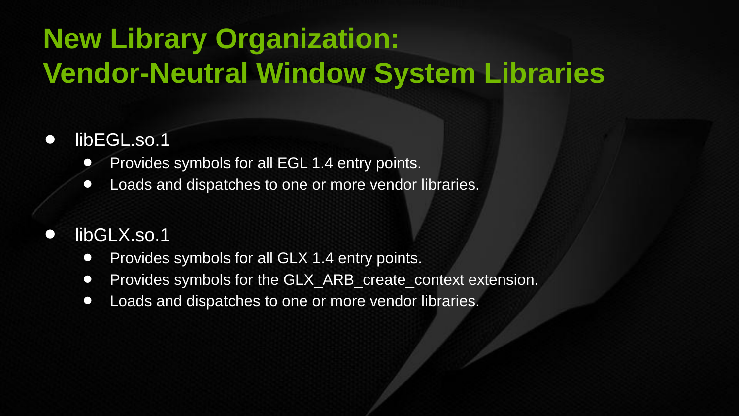# New Library Organization: Vendor-Neutral Window System Libraries

- libEGL.so.1
  - Provides symbols for all EGL 1.4 entry points.
  - Loads and dispatches to one or more vendor libraries.
- libGLX.so.1
  - Provides symbols for all GLX 1.4 entry points.
  - Provides symbols for the GLX_ARB_create_context extension.
  - Loads and dispatches to one or more vendor libraries.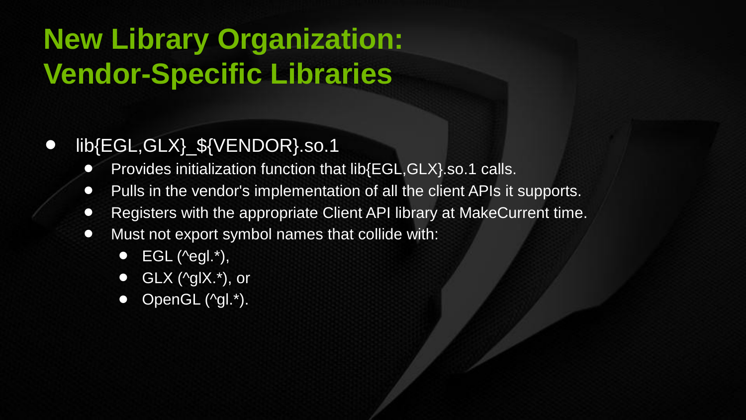# New Library Organization: Vendor-Specific Libraries

- lib{EGL,GLX}_${VENDOR}.so.1
  - Provides initialization function that lib{EGL,GLX}.so.1 calls.
  - Pulls in the vendor's implementation of all the client APIs it supports.
  - Registers with the appropriate Client API library at MakeCurrent time.
  - Must not export symbol names that collide with:
    - EGL (^egl.*),
    - GLX (^glX.*), or
    - OpenGL (^gl.*).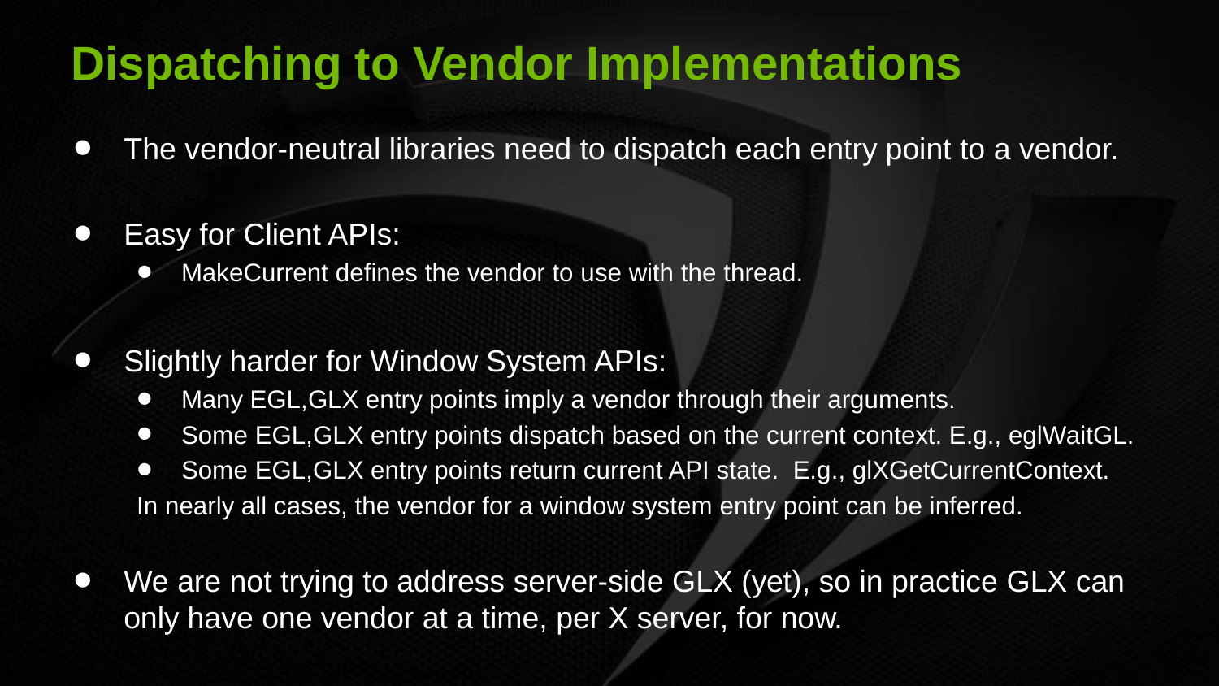# Dispatching to Vendor Implementations

- The vendor-neutral libraries need to dispatch each entry point to a vendor.

- Easy for Client APIs:
  - MakeCurrent defines the vendor to use with the thread.

- Slightly harder for Window System APIs:
  - Many EGL,GLX entry points imply a vendor through their arguments.
  - Some EGL,GLX entry points dispatch based on the current context. E.g., eglWaitGL.
  - Some EGL,GLX entry points return current API state. E.g., glXGetCurrentContext.

  In nearly all cases, the vendor for a window system entry point can be inferred.

- We are not trying to address server-side GLX (yet), so in practice GLX can only have one vendor at a time, per X server, for now.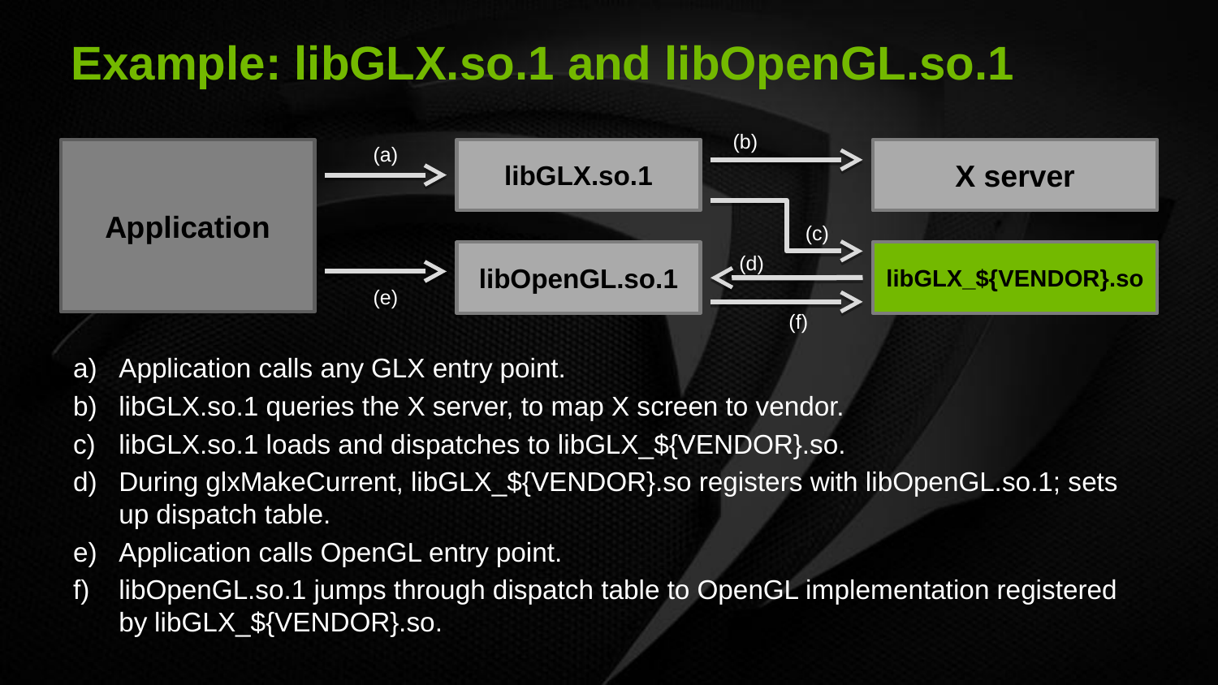# Example: libGLX.so.1 and libOpenGL.so.1

Application

(a) → libGLX.so.1

(b) → X server

(c) → libGLX_${VENDOR}.so

(d) ← libOpenGL.so.1

(e) → libOpenGL.so.1

(f) → libGLX_${VENDOR}.so

a) Application calls any GLX entry point.
b) libGLX.so.1 queries the X server, to map X screen to vendor.
c) libGLX.so.1 loads and dispatches to libGLX_${VENDOR}.so.
d) During glxMakeCurrent, libGLX_${VENDOR}.so registers with libOpenGL.so.1; sets up dispatch table.
e) Application calls OpenGL entry point.
f) libOpenGL.so.1 jumps through dispatch table to OpenGL implementation registered by libGLX_${VENDOR}.so.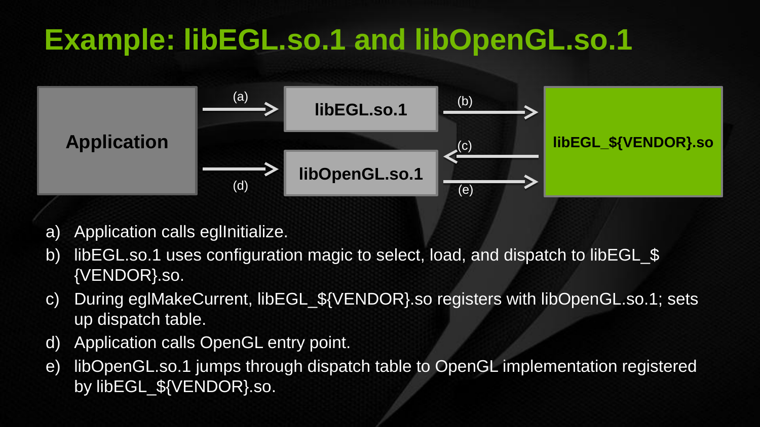# Example: libEGL.so.1 and libOpenGL.so.1

Application

(a) → libEGL.so.1

(b) → libEGL_${VENDOR}.so

(c) ← libOpenGL.so.1

(d) → libOpenGL.so.1

(e) → libEGL_${VENDOR}.so

a) Application calls eglInitialize.
b) libEGL.so.1 uses configuration magic to select, load, and dispatch to libEGL_${VENDOR}.so.
c) During eglMakeCurrent, libEGL_${VENDOR}.so registers with libOpenGL.so.1; sets up dispatch table.
d) Application calls OpenGL entry point.
e) libOpenGL.so.1 jumps through dispatch table to OpenGL implementation registered by libEGL_${VENDOR}.so.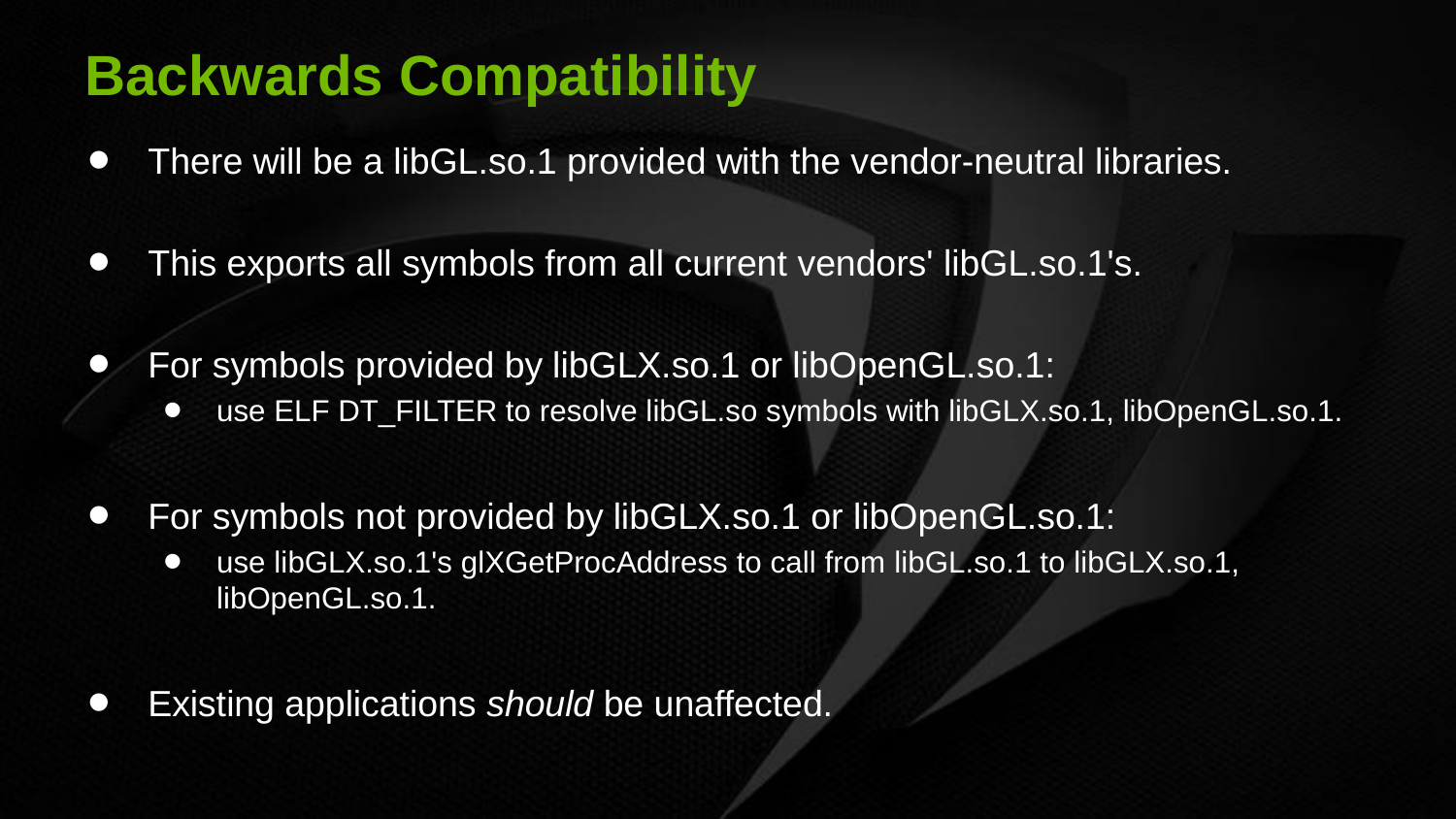# Backwards Compatibility

- There will be a libGL.so.1 provided with the vendor-neutral libraries.
- This exports all symbols from all current vendors' libGL.so.1's.
- For symbols provided by libGLX.so.1 or libOpenGL.so.1:
  - use ELF DT_FILTER to resolve libGL.so symbols with libGLX.so.1, libOpenGL.so.1.
- For symbols not provided by libGLX.so.1 or libOpenGL.so.1:
  - use libGLX.so.1's glXGetProcAddress to call from libGL.so.1 to libGLX.so.1, libOpenGL.so.1.
- Existing applications *should* be unaffected.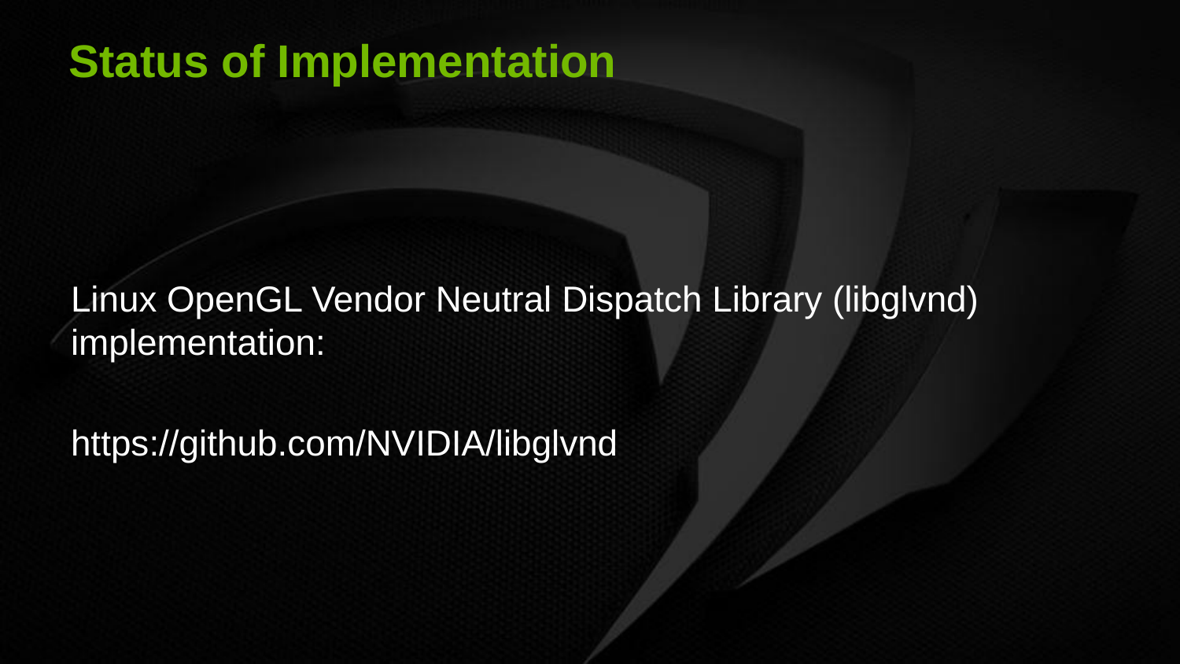# Status of Implementation

Linux OpenGL Vendor Neutral Dispatch Library (libglvnd) implementation:

https://github.com/NVIDIA/libglvnd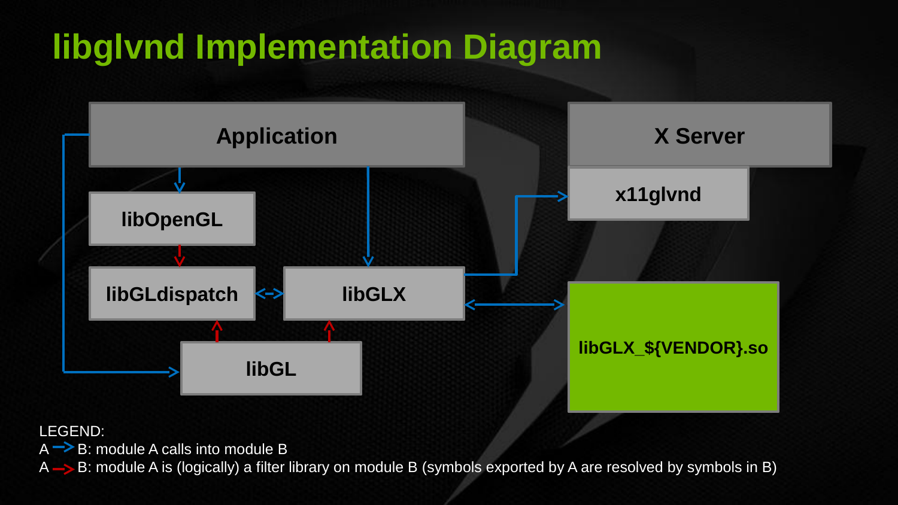# libglvnd Implementation Diagram

Application

X Server

x11glvnd

libOpenGL

libGLdispatch

libGLX

libGL

libGLX_${VENDOR}.so

LEGEND:

A → B: module A calls into module B

A → B: module A is (logically) a filter library on module B (symbols exported by A are resolved by symbols in B)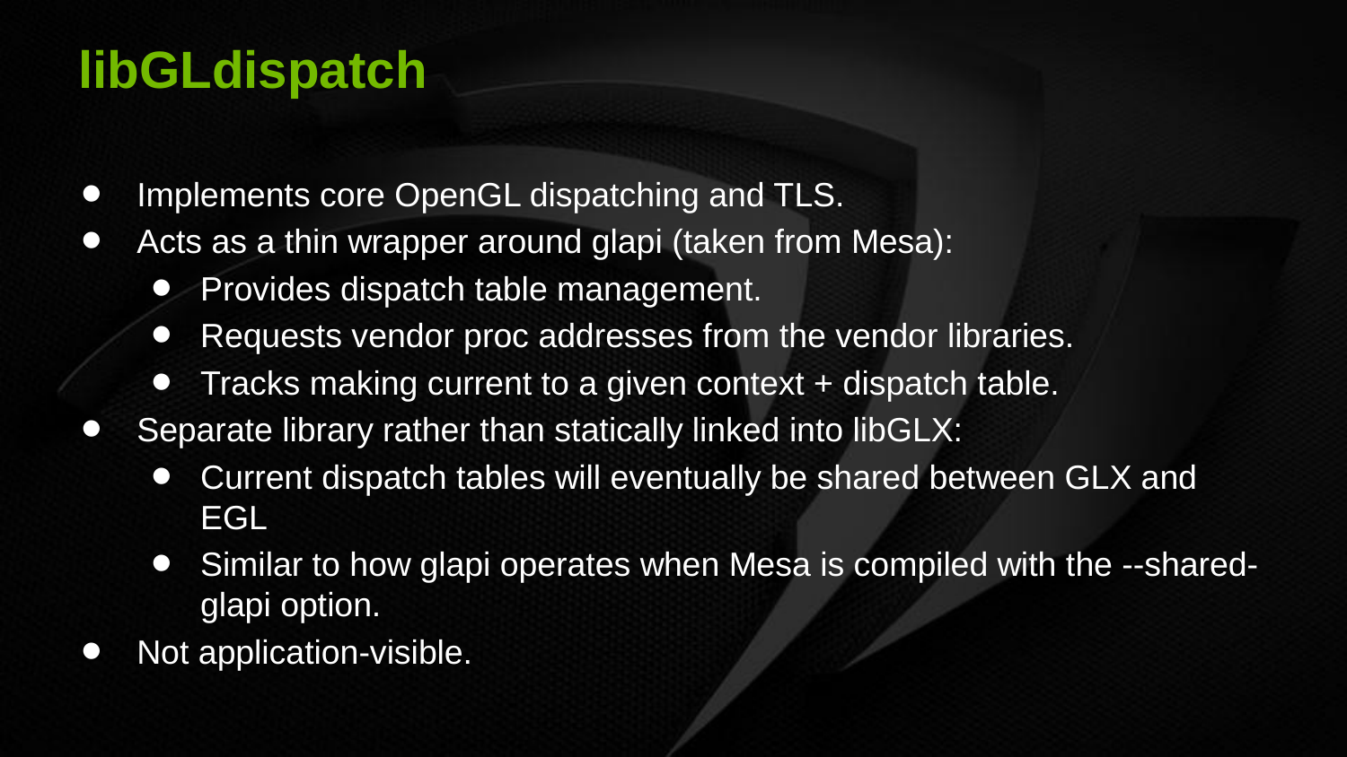# libGLdispatch

- Implements core OpenGL dispatching and TLS.
- Acts as a thin wrapper around glapi (taken from Mesa):
  - Provides dispatch table management.
  - Requests vendor proc addresses from the vendor libraries.
  - Tracks making current to a given context + dispatch table.
- Separate library rather than statically linked into libGLX:
  - Current dispatch tables will eventually be shared between GLX and EGL
  - Similar to how glapi operates when Mesa is compiled with the --shared-glapi option.
- Not application-visible.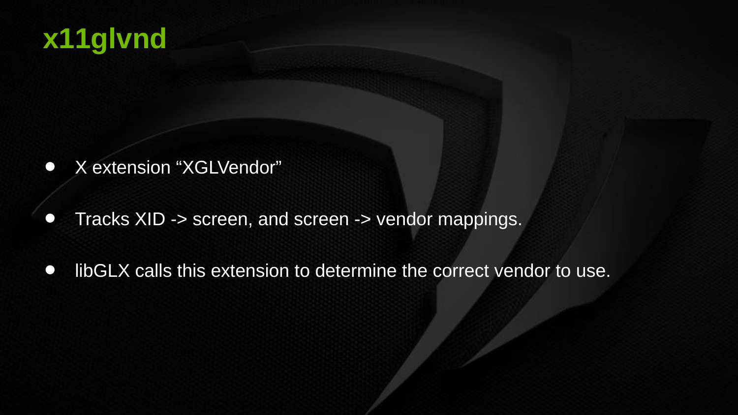# x11glvnd

- X extension “XGLVendor”
- Tracks XID -> screen, and screen -> vendor mappings.
- libGLX calls this extension to determine the correct vendor to use.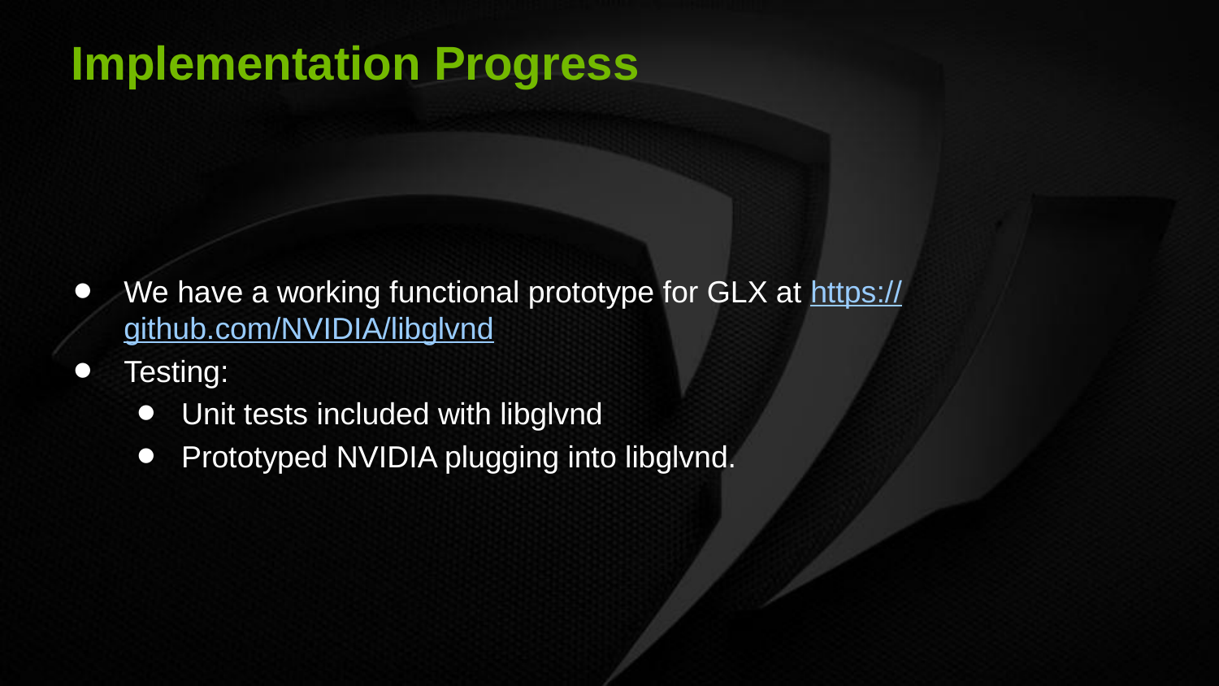# Implementation Progress

- We have a working functional prototype for GLX at [https://github.com/NVIDIA/libglvnd](https://github.com/NVIDIA/libglvnd)
- Testing:
  - Unit tests included with libglvnd
  - Prototyped NVIDIA plugging into libglvnd.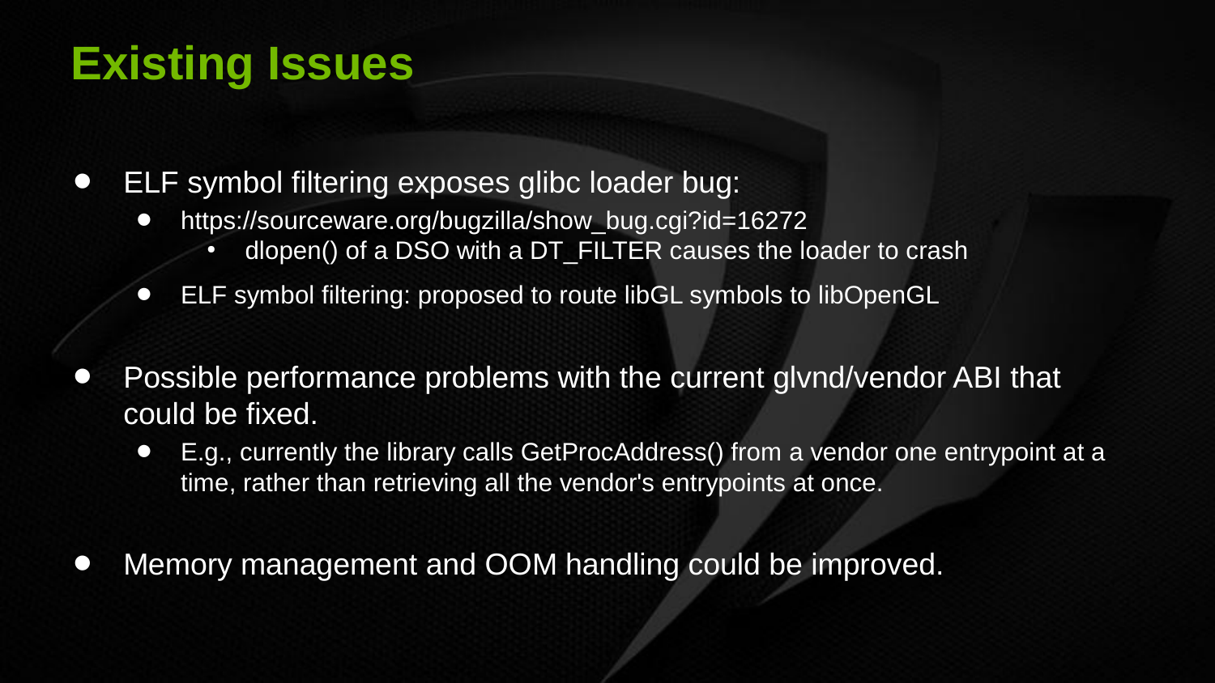# Existing Issues

- ELF symbol filtering exposes glibc loader bug:
  - https://sourceware.org/bugzilla/show_bug.cgi?id=16272
    - dlopen() of a DSO with a DT_FILTER causes the loader to crash
  - ELF symbol filtering: proposed to route libGL symbols to libOpenGL
- Possible performance problems with the current glvnd/vendor ABI that could be fixed.
  - E.g., currently the library calls GetProcAddress() from a vendor one entrypoint at a time, rather than retrieving all the vendor's entrypoints at once.
- Memory management and OOM handling could be improved.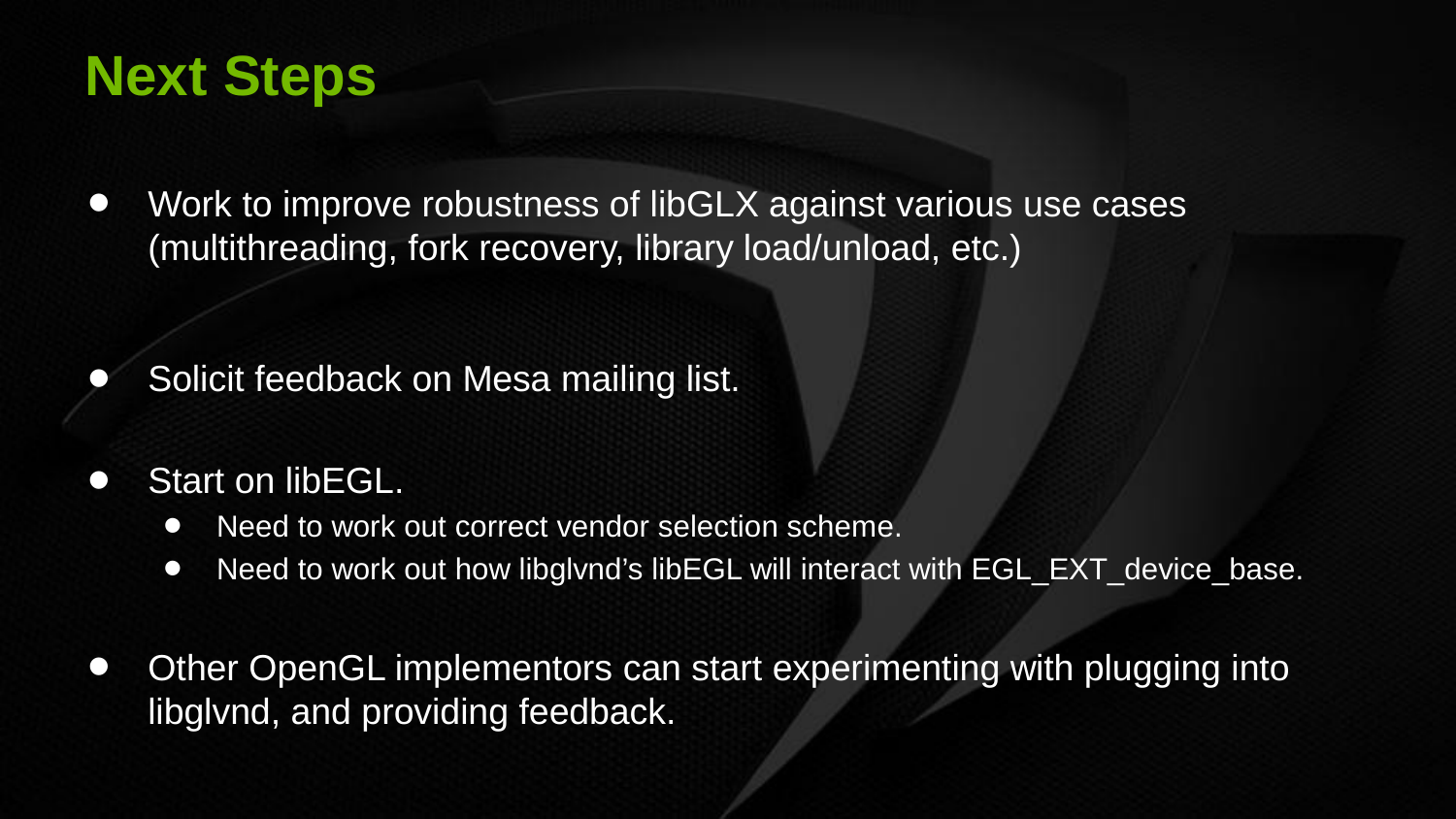# Next Steps

- Work to improve robustness of libGLX against various use cases (multithreading, fork recovery, library load/unload, etc.)

- Solicit feedback on Mesa mailing list.

- Start on libEGL.
  - Need to work out correct vendor selection scheme.
  - Need to work out how libglvnd's libEGL will interact with EGL_EXT_device_base.

- Other OpenGL implementors can start experimenting with plugging into libglvnd, and providing feedback.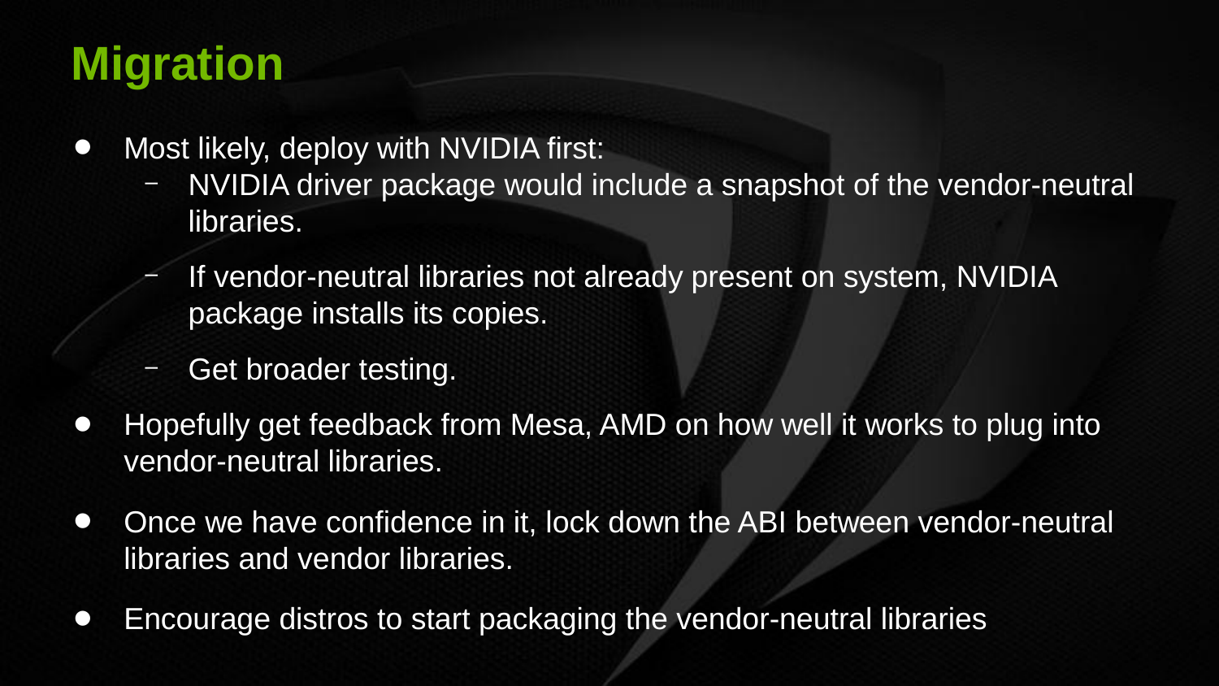# Migration

- Most likely, deploy with NVIDIA first:
  - NVIDIA driver package would include a snapshot of the vendor-neutral libraries.
  - If vendor-neutral libraries not already present on system, NVIDIA package installs its copies.
  - Get broader testing.
- Hopefully get feedback from Mesa, AMD on how well it works to plug into vendor-neutral libraries.
- Once we have confidence in it, lock down the ABI between vendor-neutral libraries and vendor libraries.
- Encourage distros to start packaging the vendor-neutral libraries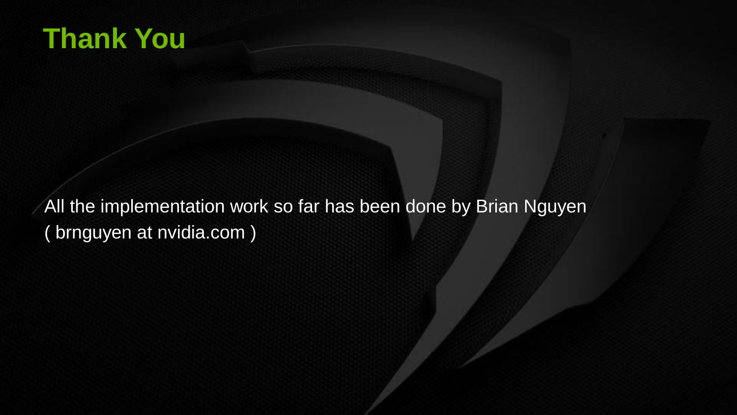# Thank You

All the implementation work so far has been done by Brian Nguyen ( brnguyen at nvidia.com )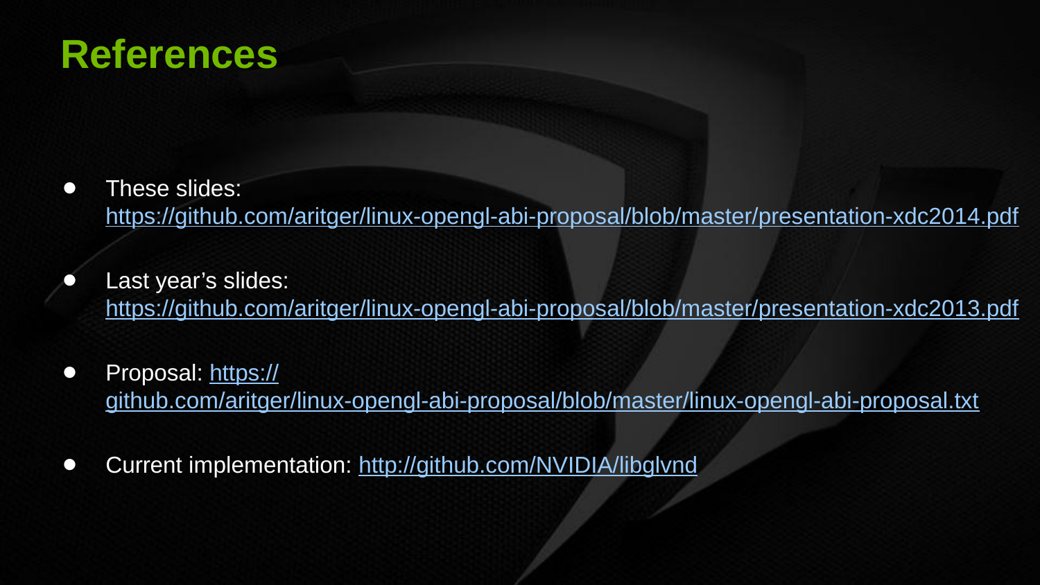# References

- These slides: https://github.com/aritger/linux-opengl-abi-proposal/blob/master/presentation-xdc2014.pdf
- Last year's slides: https://github.com/aritger/linux-opengl-abi-proposal/blob/master/presentation-xdc2013.pdf
- Proposal: https://github.com/aritger/linux-opengl-abi-proposal/blob/master/linux-opengl-abi-proposal.txt
- Current implementation: http://github.com/NVIDIA/libglvnd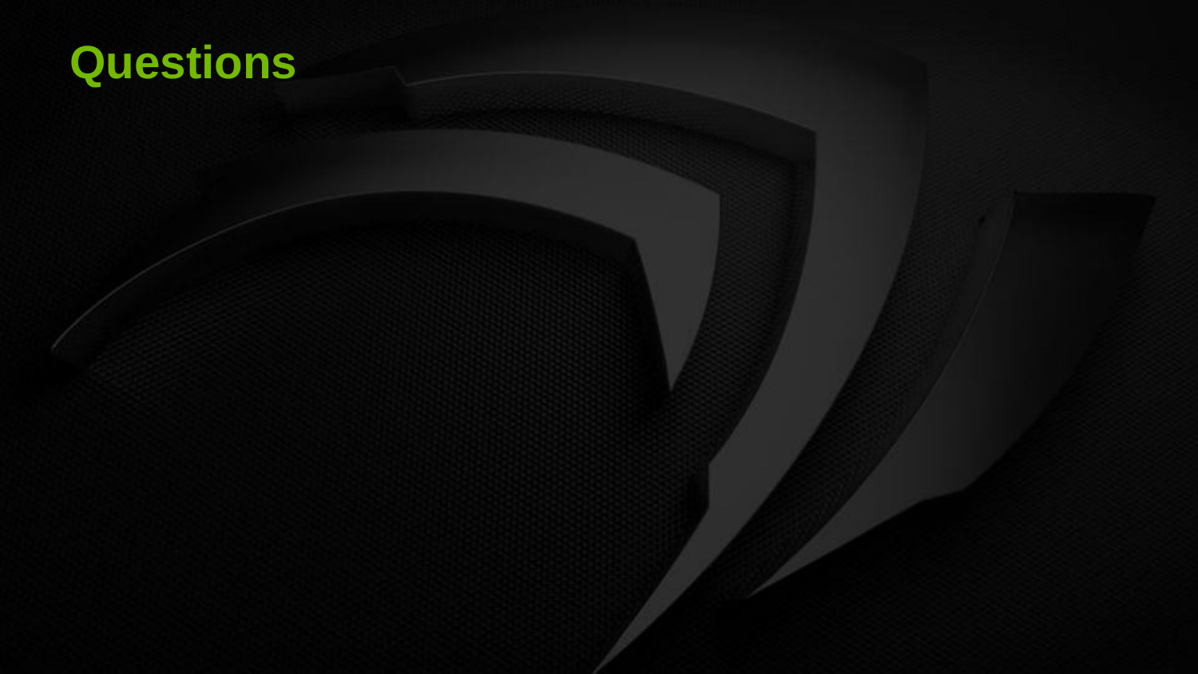# Questions